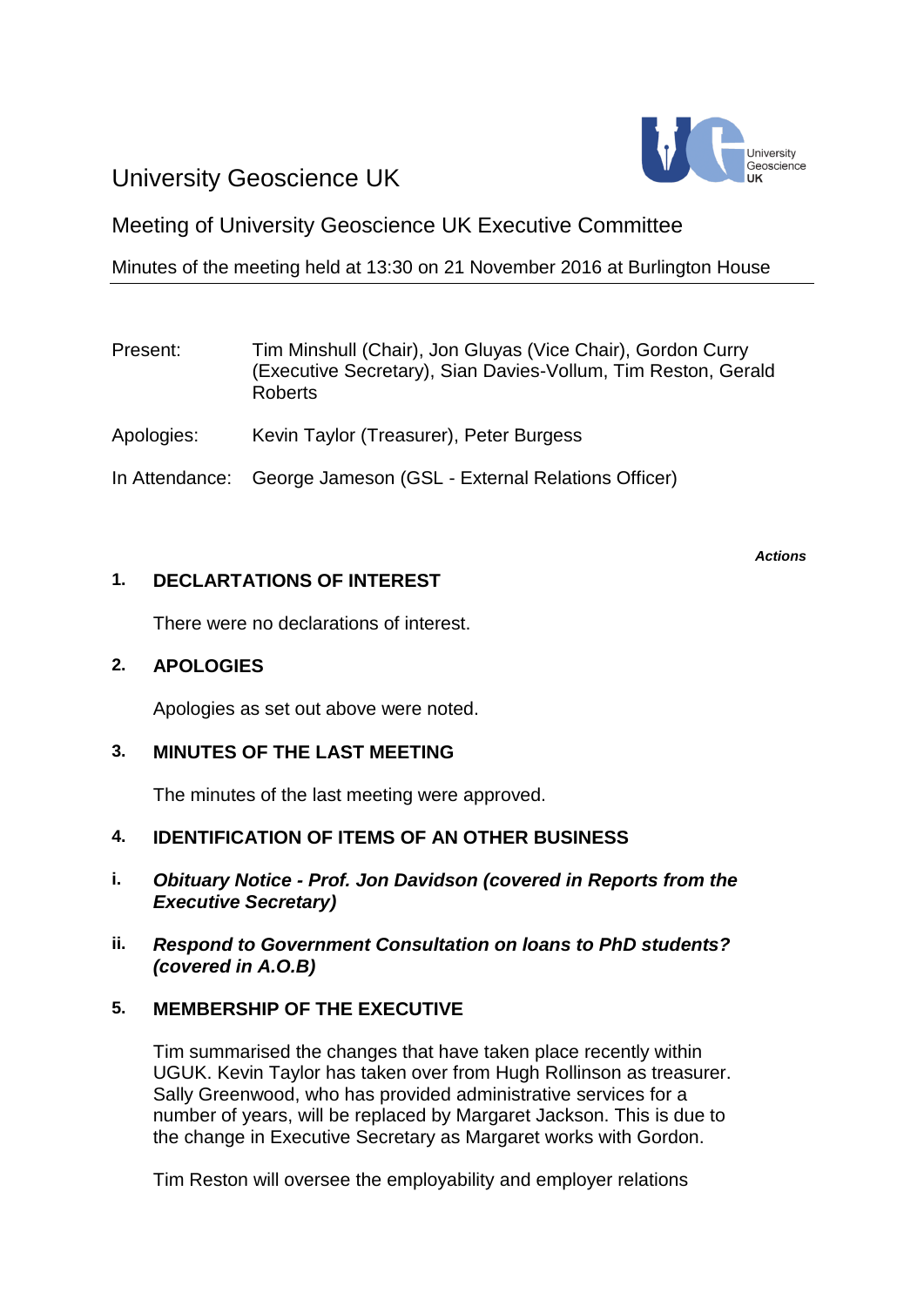# University Geoscience UK

## Meeting of University Geoscience UK Executive Committee

Minutes of the meeting held at 13:30 on 21 November 2016 at Burlington House

| | |
|---|---|
| Present: | Tim Minshull (Chair), Jon Gluyas (Vice Chair), Gordon Curry (Executive Secretary), Sian Davies-Vollum, Tim Reston, Gerald Roberts |
| Apologies: | Kevin Taylor (Treasurer), Peter Burgess |
| In Attendance: | George Jameson (GSL - External Relations Officer) |

***Actions***

### 1. DECLARTATIONS OF INTEREST

There were no declarations of interest.

### 2. APOLOGIES

Apologies as set out above were noted.

### 3. MINUTES OF THE LAST MEETING

The minutes of the last meeting were approved.

### 4. IDENTIFICATION OF ITEMS OF AN OTHER BUSINESS

**i.** ***Obituary Notice - Prof. Jon Davidson (covered in Reports from the Executive Secretary)***

**ii.** ***Respond to Government Consultation on loans to PhD students? (covered in A.O.B)***

### 5. MEMBERSHIP OF THE EXECUTIVE

Tim summarised the changes that have taken place recently within UGUK. Kevin Taylor has taken over from Hugh Rollinson as treasurer. Sally Greenwood, who has provided administrative services for a number of years, will be replaced by Margaret Jackson. This is due to the change in Executive Secretary as Margaret works with Gordon.

Tim Reston will oversee the employability and employer relations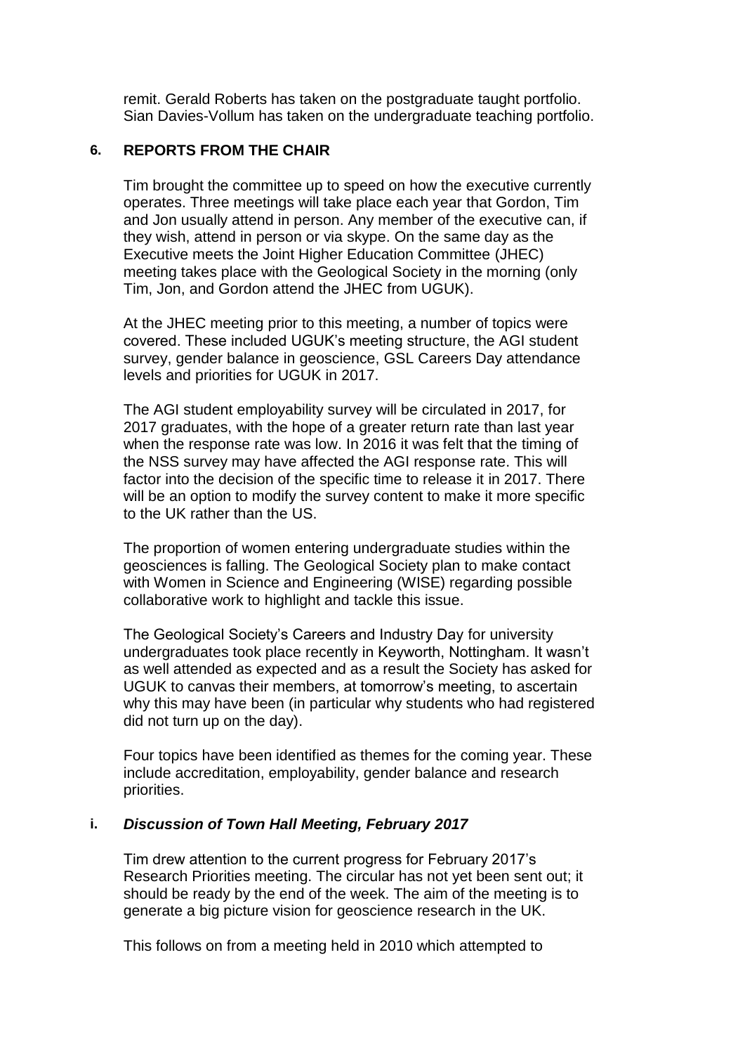remit. Gerald Roberts has taken on the postgraduate taught portfolio. Sian Davies-Vollum has taken on the undergraduate teaching portfolio.

## 6. REPORTS FROM THE CHAIR

Tim brought the committee up to speed on how the executive currently operates. Three meetings will take place each year that Gordon, Tim and Jon usually attend in person. Any member of the executive can, if they wish, attend in person or via skype. On the same day as the Executive meets the Joint Higher Education Committee (JHEC) meeting takes place with the Geological Society in the morning (only Tim, Jon, and Gordon attend the JHEC from UGUK).

At the JHEC meeting prior to this meeting, a number of topics were covered. These included UGUK's meeting structure, the AGI student survey, gender balance in geoscience, GSL Careers Day attendance levels and priorities for UGUK in 2017.

The AGI student employability survey will be circulated in 2017, for 2017 graduates, with the hope of a greater return rate than last year when the response rate was low. In 2016 it was felt that the timing of the NSS survey may have affected the AGI response rate. This will factor into the decision of the specific time to release it in 2017. There will be an option to modify the survey content to make it more specific to the UK rather than the US.

The proportion of women entering undergraduate studies within the geosciences is falling. The Geological Society plan to make contact with Women in Science and Engineering (WISE) regarding possible collaborative work to highlight and tackle this issue.

The Geological Society's Careers and Industry Day for university undergraduates took place recently in Keyworth, Nottingham. It wasn't as well attended as expected and as a result the Society has asked for UGUK to canvas their members, at tomorrow's meeting, to ascertain why this may have been (in particular why students who had registered did not turn up on the day).

Four topics have been identified as themes for the coming year. These include accreditation, employability, gender balance and research priorities.

### i. *Discussion of Town Hall Meeting, February 2017*

Tim drew attention to the current progress for February 2017's Research Priorities meeting. The circular has not yet been sent out; it should be ready by the end of the week. The aim of the meeting is to generate a big picture vision for geoscience research in the UK.

This follows on from a meeting held in 2010 which attempted to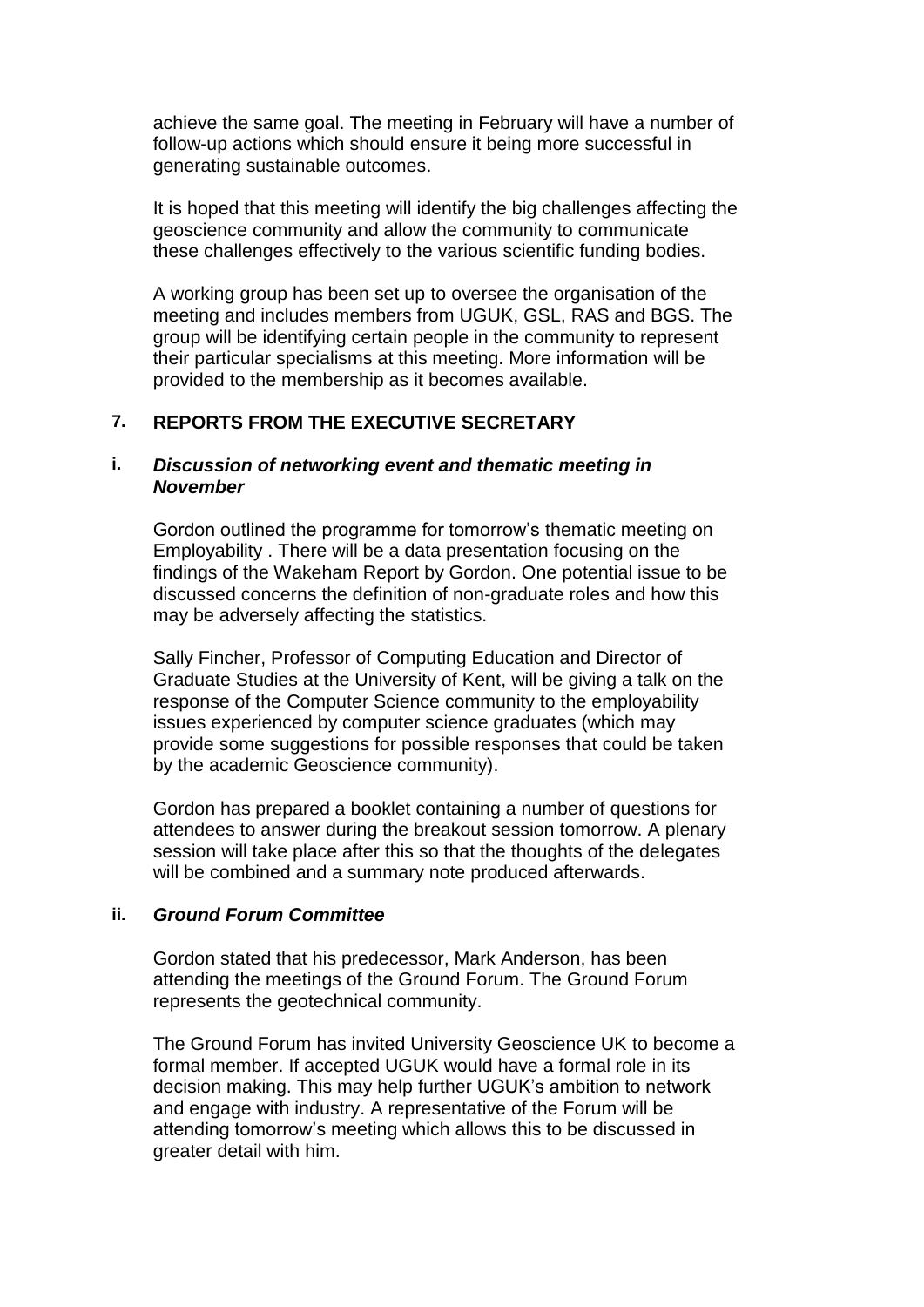achieve the same goal. The meeting in February will have a number of follow-up actions which should ensure it being more successful in generating sustainable outcomes.

It is hoped that this meeting will identify the big challenges affecting the geoscience community and allow the community to communicate these challenges effectively to the various scientific funding bodies.

A working group has been set up to oversee the organisation of the meeting and includes members from UGUK, GSL, RAS and BGS. The group will be identifying certain people in the community to represent their particular specialisms at this meeting. More information will be provided to the membership as it becomes available.

## 7. REPORTS FROM THE EXECUTIVE SECRETARY

### i. *Discussion of networking event and thematic meeting in November*

Gordon outlined the programme for tomorrow's thematic meeting on Employability . There will be a data presentation focusing on the findings of the Wakeham Report by Gordon. One potential issue to be discussed concerns the definition of non-graduate roles and how this may be adversely affecting the statistics.

Sally Fincher, Professor of Computing Education and Director of Graduate Studies at the University of Kent, will be giving a talk on the response of the Computer Science community to the employability issues experienced by computer science graduates (which may provide some suggestions for possible responses that could be taken by the academic Geoscience community).

Gordon has prepared a booklet containing a number of questions for attendees to answer during the breakout session tomorrow. A plenary session will take place after this so that the thoughts of the delegates will be combined and a summary note produced afterwards.

### ii. *Ground Forum Committee*

Gordon stated that his predecessor, Mark Anderson, has been attending the meetings of the Ground Forum. The Ground Forum represents the geotechnical community.

The Ground Forum has invited University Geoscience UK to become a formal member. If accepted UGUK would have a formal role in its decision making. This may help further UGUK's ambition to network and engage with industry. A representative of the Forum will be attending tomorrow's meeting which allows this to be discussed in greater detail with him.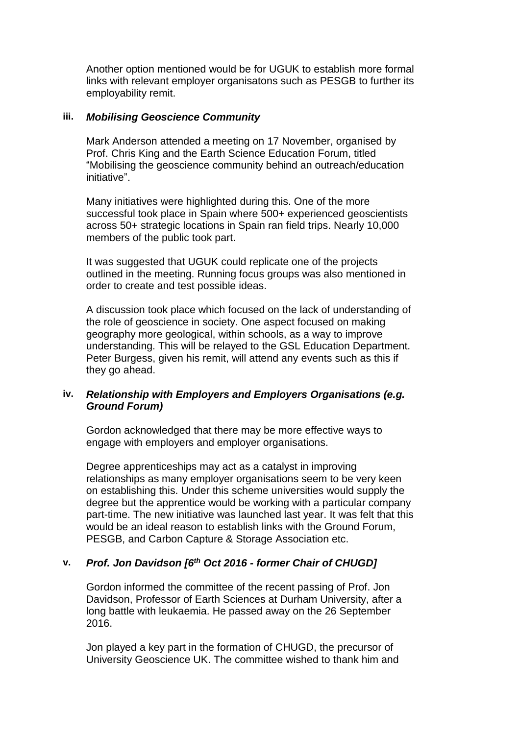Another option mentioned would be for UGUK to establish more formal links with relevant employer organisatons such as PESGB to further its employability remit.

### iii. *Mobilising Geoscience Community*

Mark Anderson attended a meeting on 17 November, organised by Prof. Chris King and the Earth Science Education Forum, titled “Mobilising the geoscience community behind an outreach/education initiative”.

Many initiatives were highlighted during this. One of the more successful took place in Spain where 500+ experienced geoscientists across 50+ strategic locations in Spain ran field trips. Nearly 10,000 members of the public took part.

It was suggested that UGUK could replicate one of the projects outlined in the meeting. Running focus groups was also mentioned in order to create and test possible ideas.

A discussion took place which focused on the lack of understanding of the role of geoscience in society. One aspect focused on making geography more geological, within schools, as a way to improve understanding. This will be relayed to the GSL Education Department. Peter Burgess, given his remit, will attend any events such as this if they go ahead.

### iv. *Relationship with Employers and Employers Organisations (e.g. Ground Forum)*

Gordon acknowledged that there may be more effective ways to engage with employers and employer organisations.

Degree apprenticeships may act as a catalyst in improving relationships as many employer organisations seem to be very keen on establishing this. Under this scheme universities would supply the degree but the apprentice would be working with a particular company part-time. The new initiative was launched last year. It was felt that this would be an ideal reason to establish links with the Ground Forum, PESGB, and Carbon Capture & Storage Association etc.

### v. *Prof. Jon Davidson [6th Oct 2016 - former Chair of CHUGD]*

Gordon informed the committee of the recent passing of Prof. Jon Davidson, Professor of Earth Sciences at Durham University, after a long battle with leukaemia. He passed away on the 26 September 2016.

Jon played a key part in the formation of CHUGD, the precursor of University Geoscience UK. The committee wished to thank him and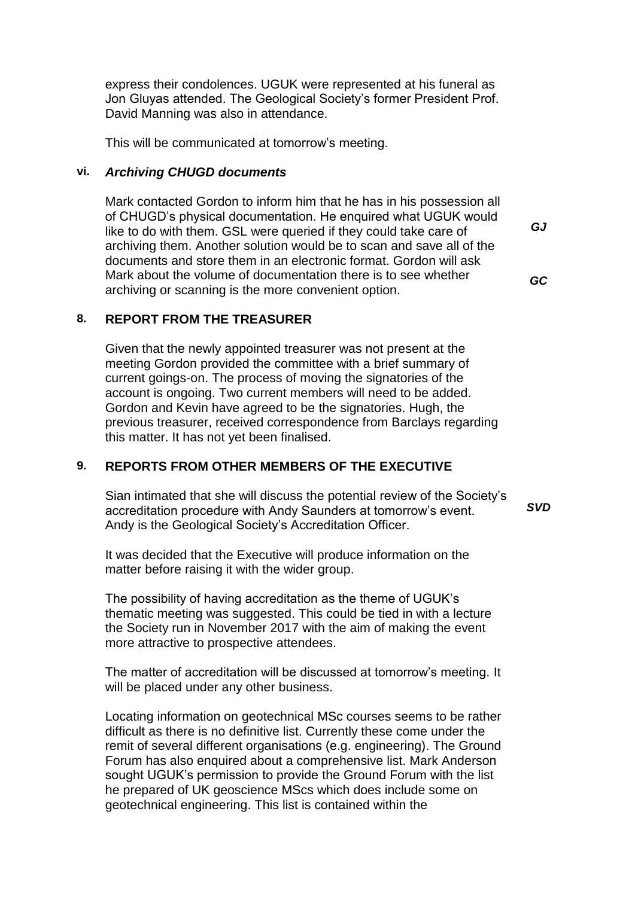express their condolences. UGUK were represented at his funeral as Jon Gluyas attended. The Geological Society's former President Prof. David Manning was also in attendance.

This will be communicated at tomorrow's meeting.

### vi. *Archiving CHUGD documents*

Mark contacted Gordon to inform him that he has in his possession all of CHUGD's physical documentation. He enquired what UGUK would like to do with them. GSL were queried if they could take care of archiving them. Another solution would be to scan and save all of the documents and store them in an electronic format. Gordon will ask Mark about the volume of documentation there is to see whether archiving or scanning is the more convenient option.

***GJ***

***GC***

## 8. REPORT FROM THE TREASURER

Given that the newly appointed treasurer was not present at the meeting Gordon provided the committee with a brief summary of current goings-on. The process of moving the signatories of the account is ongoing. Two current members will need to be added. Gordon and Kevin have agreed to be the signatories. Hugh, the previous treasurer, received correspondence from Barclays regarding this matter. It has not yet been finalised.

## 9. REPORTS FROM OTHER MEMBERS OF THE EXECUTIVE

Sian intimated that she will discuss the potential review of the Society's accreditation procedure with Andy Saunders at tomorrow's event. Andy is the Geological Society's Accreditation Officer.

***SVD***

It was decided that the Executive will produce information on the matter before raising it with the wider group.

The possibility of having accreditation as the theme of UGUK's thematic meeting was suggested. This could be tied in with a lecture the Society run in November 2017 with the aim of making the event more attractive to prospective attendees.

The matter of accreditation will be discussed at tomorrow's meeting. It will be placed under any other business.

Locating information on geotechnical MSc courses seems to be rather difficult as there is no definitive list. Currently these come under the remit of several different organisations (e.g. engineering). The Ground Forum has also enquired about a comprehensive list. Mark Anderson sought UGUK's permission to provide the Ground Forum with the list he prepared of UK geoscience MScs which does include some on geotechnical engineering. This list is contained within the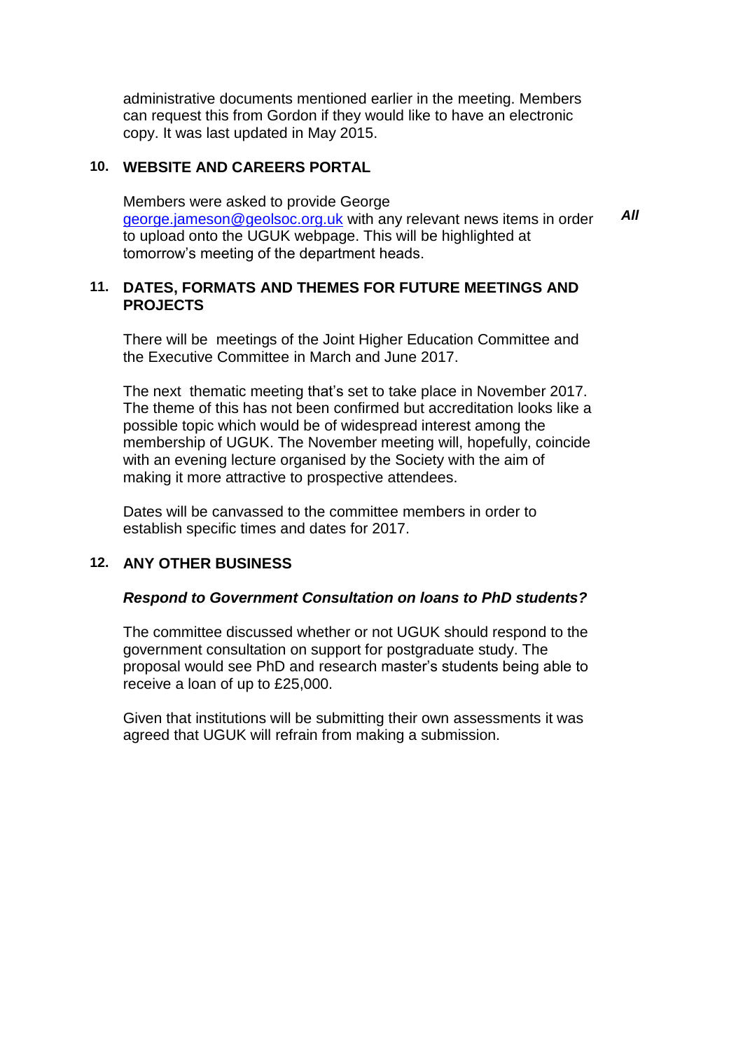administrative documents mentioned earlier in the meeting. Members can request this from Gordon if they would like to have an electronic copy. It was last updated in May 2015.

## 10. WEBSITE AND CAREERS PORTAL

Members were asked to provide George [george.jameson@geolsoc.org.uk](mailto:george.jameson@geolsoc.org.uk) with any relevant news items in order to upload onto the UGUK webpage. This will be highlighted at tomorrow's meeting of the department heads. ***All***

## 11. DATES, FORMATS AND THEMES FOR FUTURE MEETINGS AND PROJECTS

There will be meetings of the Joint Higher Education Committee and the Executive Committee in March and June 2017.

The next thematic meeting that's set to take place in November 2017. The theme of this has not been confirmed but accreditation looks like a possible topic which would be of widespread interest among the membership of UGUK. The November meeting will, hopefully, coincide with an evening lecture organised by the Society with the aim of making it more attractive to prospective attendees.

Dates will be canvassed to the committee members in order to establish specific times and dates for 2017.

## 12. ANY OTHER BUSINESS

***Respond to Government Consultation on loans to PhD students?***

The committee discussed whether or not UGUK should respond to the government consultation on support for postgraduate study. The proposal would see PhD and research master's students being able to receive a loan of up to £25,000.

Given that institutions will be submitting their own assessments it was agreed that UGUK will refrain from making a submission.